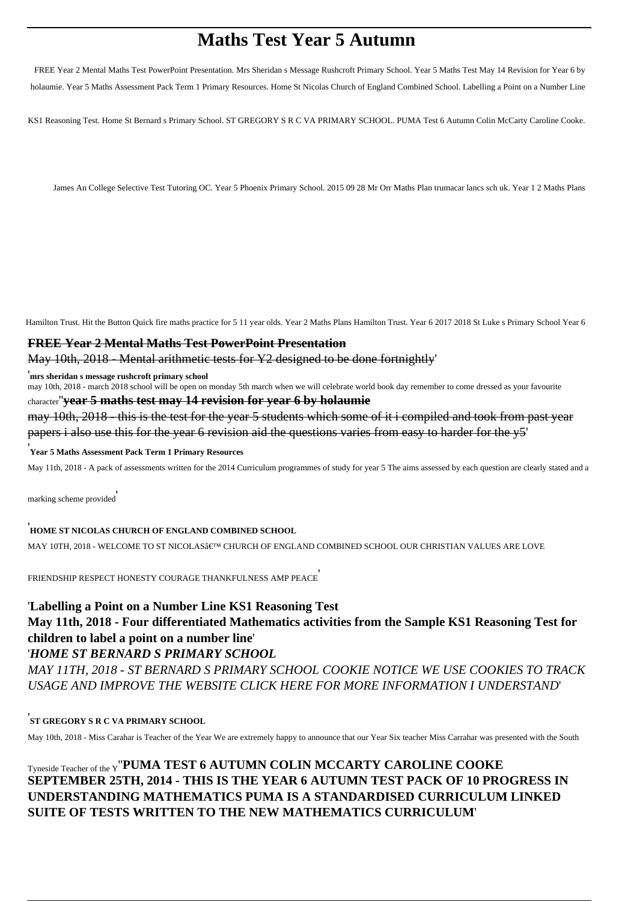# Maths Test Year 5 Autumn

FREE Year 2 Mental Maths Test PowerPoint Presentation. Mrs Sheridan s Message Rushcroft Primary School. Year 5 Maths Test May 14 Revision for Year 6 by holaumie. Year 5 Maths Assessment Pack Term 1 Primary Resources. Home St Nicolas Church of England Combined School. Labelling a Point on a Number Line KS1 Reasoning Test. Home St Bernard s Primary School. ST GREGORY S R C VA PRIMARY SCHOOL. PUMA Test 6 Autumn Colin McCarty Caroline Cooke. James An College Selective Test Tutoring OC. Year 5 Phoenix Primary School. 2015 09 28 Mr Orr Maths Plan trumacar lancs sch uk. Year 1 2 Maths Plans Hamilton Trust. Hit the Button Quick fire maths practice for 5 11 year olds. Year 2 Maths Plans Hamilton Trust. Year 6 2017 2018 St Luke s Primary School Year 6

**FREE Year 2 Mental Maths Test PowerPoint Presentation**

May 10th, 2018 - Mental arithmetic tests for Y2 designed to be done fortnightly'

'**mrs sheridan s message rushcroft primary school**

may 10th, 2018 - march 2018 school will be open on monday 5th march when we will celebrate world book day remember to come dressed as your favourite character''**year 5 maths test may 14 revision for year 6 by holaumie**

may 10th, 2018 - this is the test for the year 5 students which some of it i compiled and took from past year papers i also use this for the year 6 revision aid the questions varies from easy to harder for the y5'

'**Year 5 Maths Assessment Pack Term 1 Primary Resources**

May 11th, 2018 - A pack of assessments written for the 2014 Curriculum programmes of study for year 5 The aims assessed by each question are clearly stated and a marking scheme provided'

'**HOME ST NICOLAS CHURCH OF ENGLAND COMBINED SCHOOL**

MAY 10TH, 2018 - WELCOME TO ST NICOLASâ€™ CHURCH OF ENGLAND COMBINED SCHOOL OUR CHRISTIAN VALUES ARE LOVE FRIENDSHIP RESPECT HONESTY COURAGE THANKFULNESS AMP PEACE'

'**Labelling a Point on a Number Line KS1 Reasoning Test**

**May 11th, 2018 - Four differentiated Mathematics activities from the Sample KS1 Reasoning Test for children to label a point on a number line**'

'***HOME ST BERNARD S PRIMARY SCHOOL***

*MAY 11TH, 2018 - ST BERNARD S PRIMARY SCHOOL COOKIE NOTICE WE USE COOKIES TO TRACK USAGE AND IMPROVE THE WEBSITE CLICK HERE FOR MORE INFORMATION I UNDERSTAND*'

'**ST GREGORY S R C VA PRIMARY SCHOOL**

May 10th, 2018 - Miss Carahar is Teacher of the Year We are extremely happy to announce that our Year Six teacher Miss Carrahar was presented with the South Tyneside Teacher of the Y''**PUMA TEST 6 AUTUMN COLIN MCCARTY CAROLINE COOKE SEPTEMBER 25TH, 2014 - THIS IS THE YEAR 6 AUTUMN TEST PACK OF 10 PROGRESS IN UNDERSTANDING MATHEMATICS PUMA IS A STANDARDISED CURRICULUM LINKED SUITE OF TESTS WRITTEN TO THE NEW MATHEMATICS CURRICULUM**'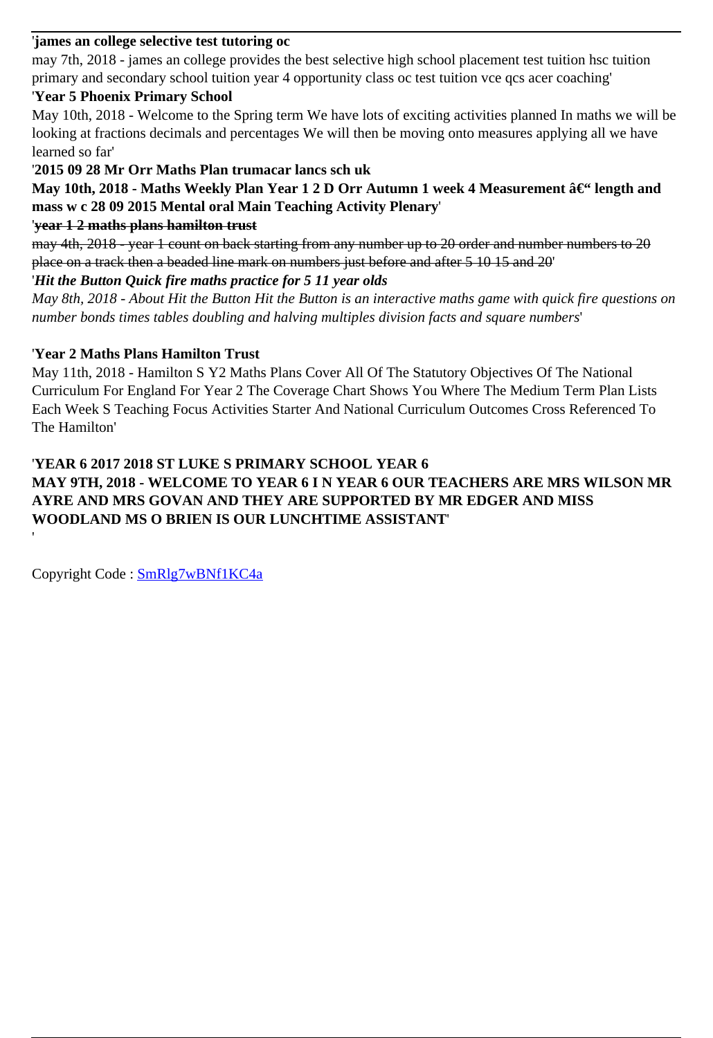'**james an college selective test tutoring oc**

may 7th, 2018 - james an college provides the best selective high school placement test tuition hsc tuition primary and secondary school tuition year 4 opportunity class oc test tuition vce qcs acer coaching'

'**Year 5 Phoenix Primary School**

May 10th, 2018 - Welcome to the Spring term We have lots of exciting activities planned In maths we will be looking at fractions decimals and percentages We will then be moving onto measures applying all we have learned so far'

'**2015 09 28 Mr Orr Maths Plan trumacar lancs sch uk**

**May 10th, 2018 - Maths Weekly Plan Year 1 2 D Orr Autumn 1 week 4 Measurement â€“ length and mass w c 28 09 2015 Mental oral Main Teaching Activity Plenary**'

'~~**year 1 2 maths plans hamilton trust**~~

~~may 4th, 2018 - year 1 count on back starting from any number up to 20 order and number numbers to 20 place on a track then a beaded line mark on numbers just before and after 5 10 15 and 20~~'

'***Hit the Button Quick fire maths practice for 5 11 year olds***

*May 8th, 2018 - About Hit the Button Hit the Button is an interactive maths game with quick fire questions on number bonds times tables doubling and halving multiples division facts and square numbers*'

'**Year 2 Maths Plans Hamilton Trust**

May 11th, 2018 - Hamilton S Y2 Maths Plans Cover All Of The Statutory Objectives Of The National Curriculum For England For Year 2 The Coverage Chart Shows You Where The Medium Term Plan Lists Each Week S Teaching Focus Activities Starter And National Curriculum Outcomes Cross Referenced To The Hamilton'

'**YEAR 6 2017 2018 ST LUKE S PRIMARY SCHOOL YEAR 6**

**MAY 9TH, 2018 - WELCOME TO YEAR 6 I N YEAR 6 OUR TEACHERS ARE MRS WILSON MR AYRE AND MRS GOVAN AND THEY ARE SUPPORTED BY MR EDGER AND MISS WOODLAND MS O BRIEN IS OUR LUNCHTIME ASSISTANT**'

'

Copyright Code : SmRlg7wBNf1KC4a